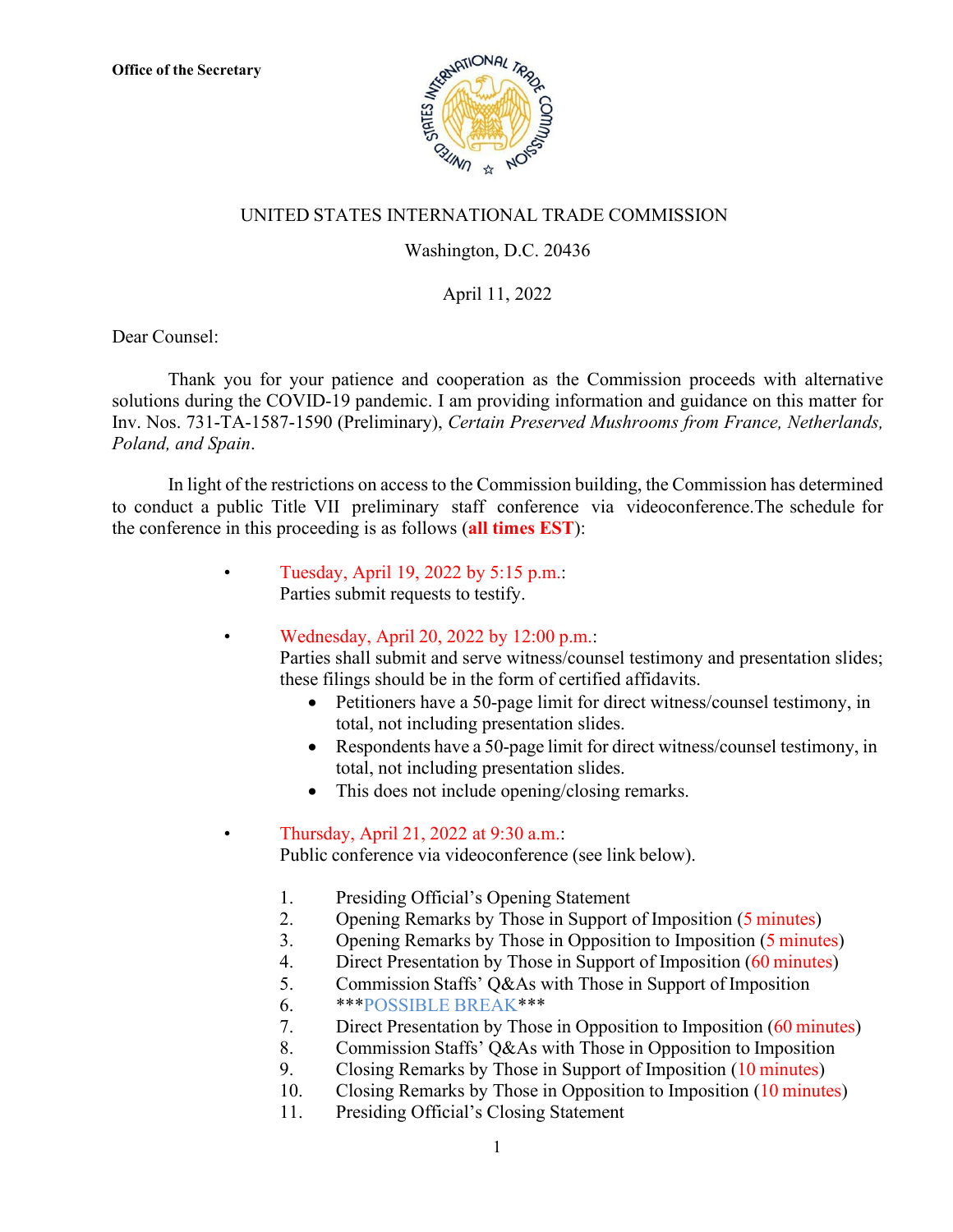**Office of the Secretary**

UNITED STATES INTERNATIONAL TRADE COMMISSION

Washington, D.C. 20436

April 11, 2022

Dear Counsel:

Thank you for your patience and cooperation as the Commission proceeds with alternative solutions during the COVID-19 pandemic. I am providing information and guidance on this matter for Inv. Nos. 731-TA-1587-1590 (Preliminary), *Certain Preserved Mushrooms from France, Netherlands, Poland, and Spain*.

In light of the restrictions on access to the Commission building, the Commission has determined to conduct a public Title VII preliminary staff conference via videoconference.The schedule for the conference in this proceeding is as follows (**all times EST**):

- Tuesday, April 19, 2022 by 5:15 p.m.:
  Parties submit requests to testify.

- Wednesday, April 20, 2022 by 12:00 p.m.:
  Parties shall submit and serve witness/counsel testimony and presentation slides; these filings should be in the form of certified affidavits.
  - Petitioners have a 50-page limit for direct witness/counsel testimony, in total, not including presentation slides.
  - Respondents have a 50-page limit for direct witness/counsel testimony, in total, not including presentation slides.
  - This does not include opening/closing remarks.

- Thursday, April 21, 2022 at 9:30 a.m.:
  Public conference via videoconference (see link below).

  1. Presiding Official's Opening Statement
  2. Opening Remarks by Those in Support of Imposition (5 minutes)
  3. Opening Remarks by Those in Opposition to Imposition (5 minutes)
  4. Direct Presentation by Those in Support of Imposition (60 minutes)
  5. Commission Staffs' Q&As with Those in Support of Imposition
  6. ***POSSIBLE BREAK***
  7. Direct Presentation by Those in Opposition to Imposition (60 minutes)
  8. Commission Staffs' Q&As with Those in Opposition to Imposition
  9. Closing Remarks by Those in Support of Imposition (10 minutes)
  10. Closing Remarks by Those in Opposition to Imposition (10 minutes)
  11. Presiding Official's Closing Statement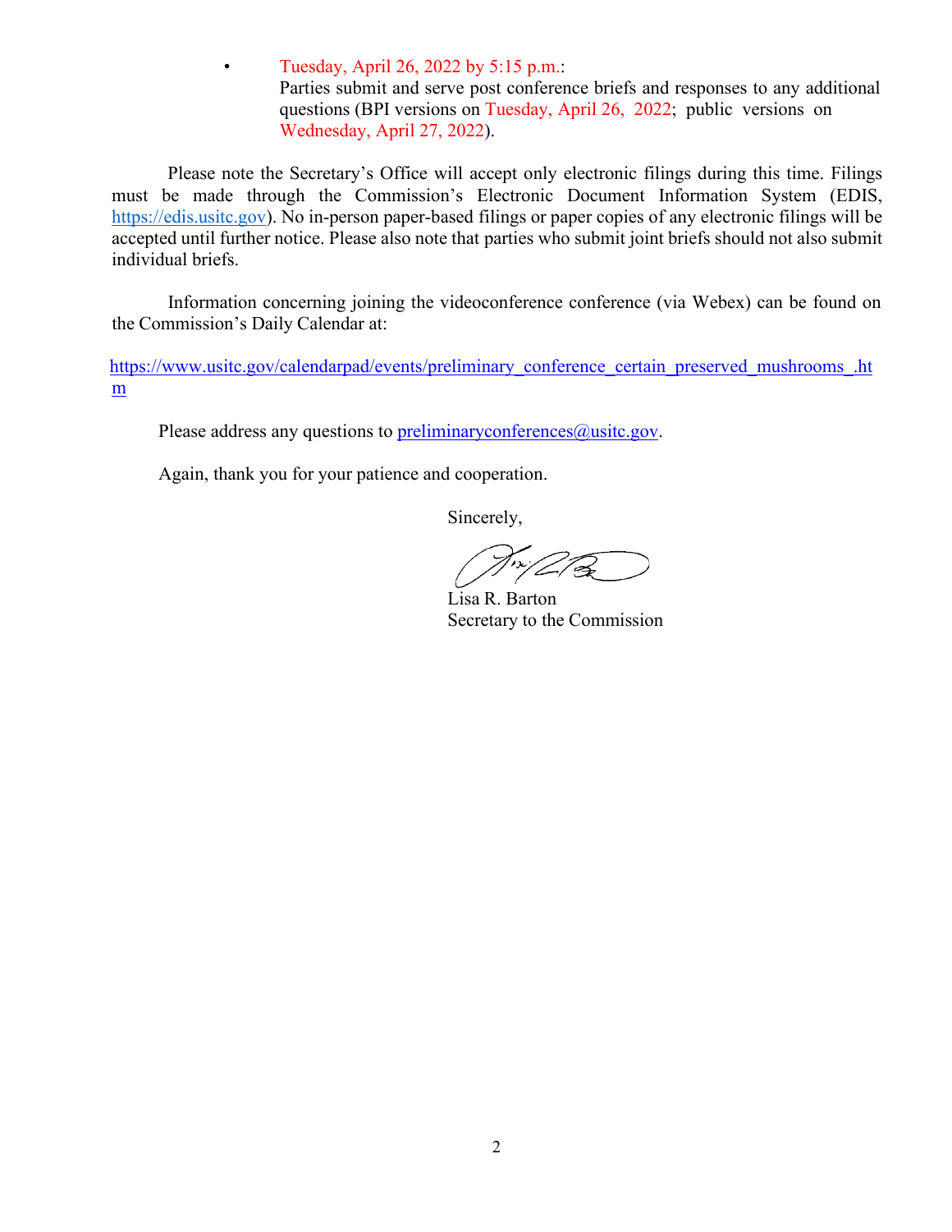- Tuesday, April 26, 2022 by 5:15 p.m.:
  Parties submit and serve post conference briefs and responses to any additional questions (BPI versions on Tuesday, April 26, 2022; public versions on Wednesday, April 27, 2022).

Please note the Secretary's Office will accept only electronic filings during this time. Filings must be made through the Commission's Electronic Document Information System (EDIS, https://edis.usitc.gov). No in-person paper-based filings or paper copies of any electronic filings will be accepted until further notice. Please also note that parties who submit joint briefs should not also submit individual briefs.

Information concerning joining the videoconference conference (via Webex) can be found on the Commission's Daily Calendar at:

https://www.usitc.gov/calendarpad/events/preliminary_conference_certain_preserved_mushrooms_.htm

Please address any questions to preliminaryconferences@usitc.gov.

Again, thank you for your patience and cooperation.

Sincerely,

Lisa R. Barton
Secretary to the Commission